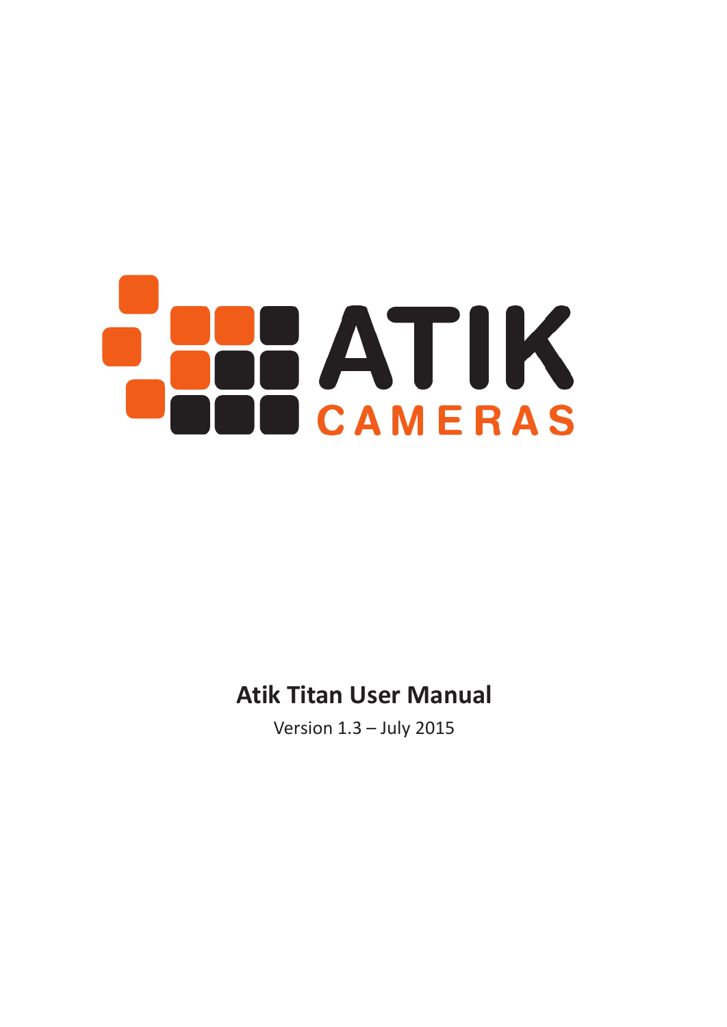ATIK

CAMERAS

# Atik Titan User Manual

Version 1.3 – July 2015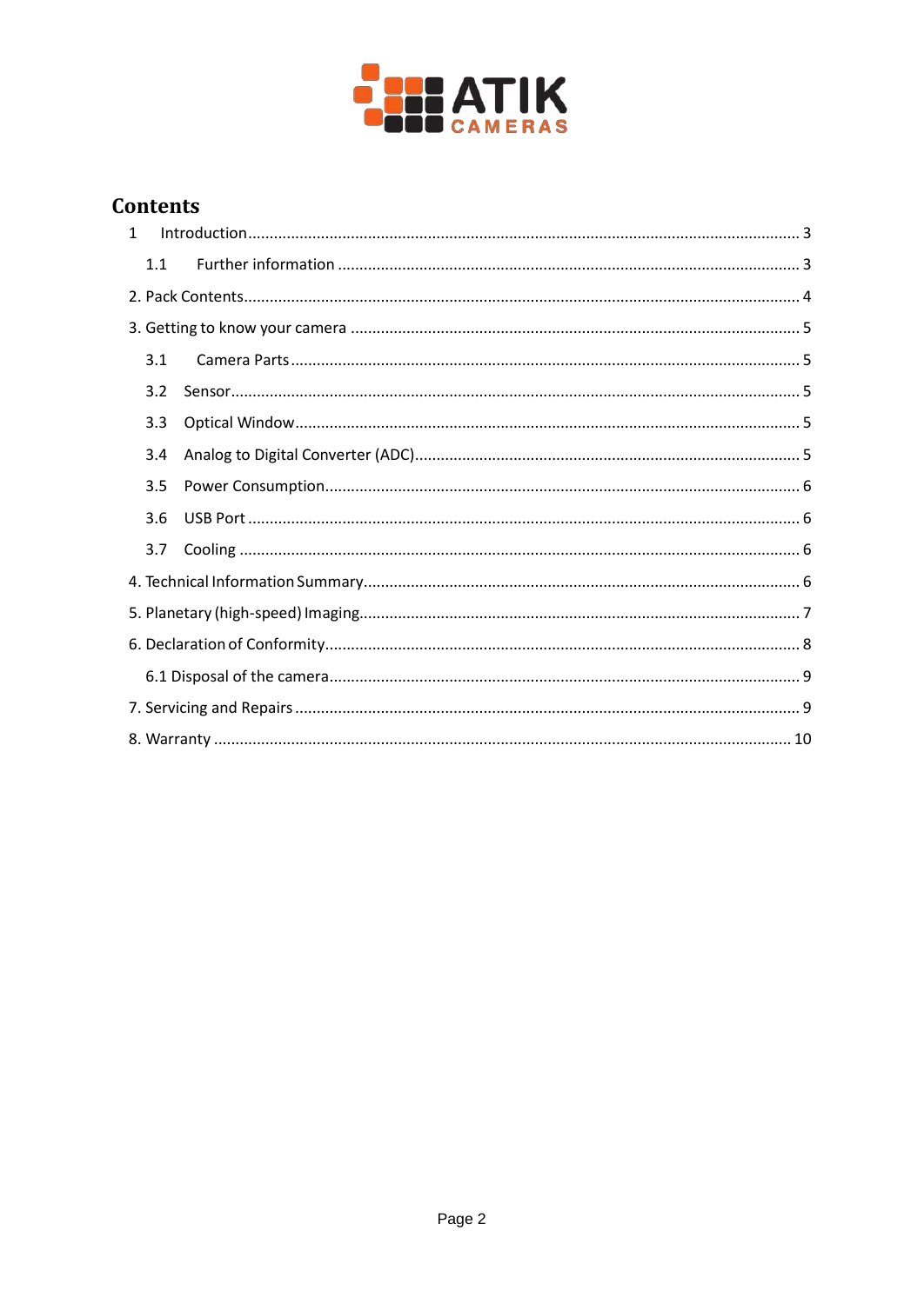## Contents

1 Introduction ... 3

1.1 Further information ... 3

2. Pack Contents ... 4

3. Getting to know your camera ... 5

3.1 Camera Parts ... 5

3.2 Sensor ... 5

3.3 Optical Window ... 5

3.4 Analog to Digital Converter (ADC) ... 5

3.5 Power Consumption ... 6

3.6 USB Port ... 6

3.7 Cooling ... 6

4. Technical Information Summary ... 6

5. Planetary (high-speed) Imaging ... 7

6. Declaration of Conformity ... 8

6.1 Disposal of the camera ... 9

7. Servicing and Repairs ... 9

8. Warranty ... 10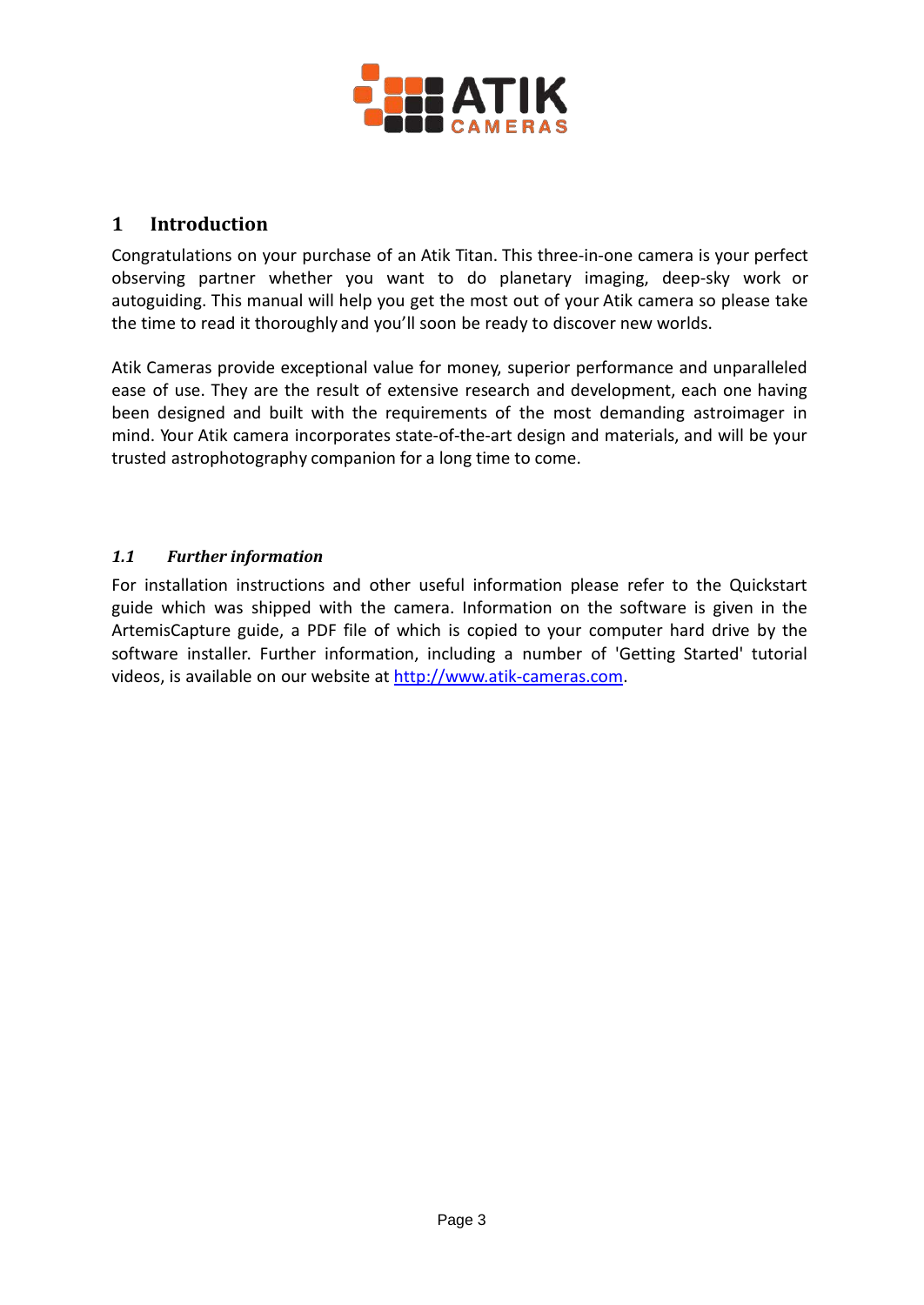# 1 Introduction

Congratulations on your purchase of an Atik Titan. This three-in-one camera is your perfect observing partner whether you want to do planetary imaging, deep-sky work or autoguiding. This manual will help you get the most out of your Atik camera so please take the time to read it thoroughly and you'll soon be ready to discover new worlds.

Atik Cameras provide exceptional value for money, superior performance and unparalleled ease of use. They are the result of extensive research and development, each one having been designed and built with the requirements of the most demanding astroimager in mind. Your Atik camera incorporates state-of-the-art design and materials, and will be your trusted astrophotography companion for a long time to come.

## *1.1 Further information*

For installation instructions and other useful information please refer to the Quickstart guide which was shipped with the camera. Information on the software is given in the ArtemisCapture guide, a PDF file of which is copied to your computer hard drive by the software installer. Further information, including a number of 'Getting Started' tutorial videos, is available on our website at [http://www.atik-cameras.com](http://www.atik-cameras.com).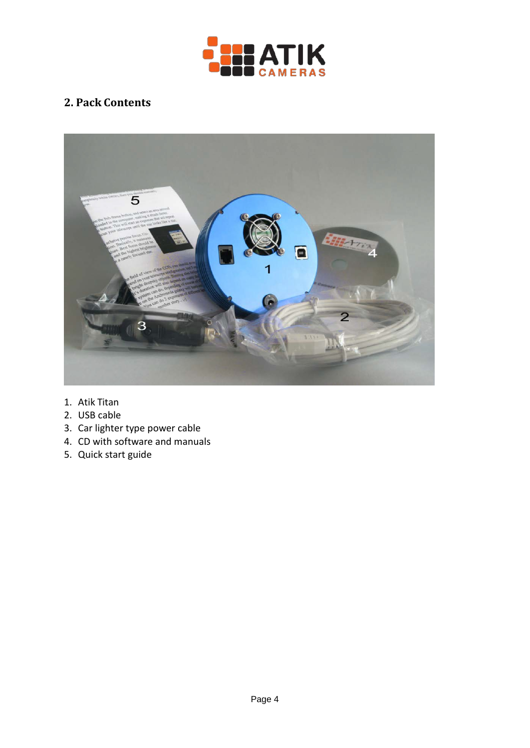## 2. Pack Contents

1. Atik Titan
2. USB cable
3. Car lighter type power cable
4. CD with software and manuals
5. Quick start guide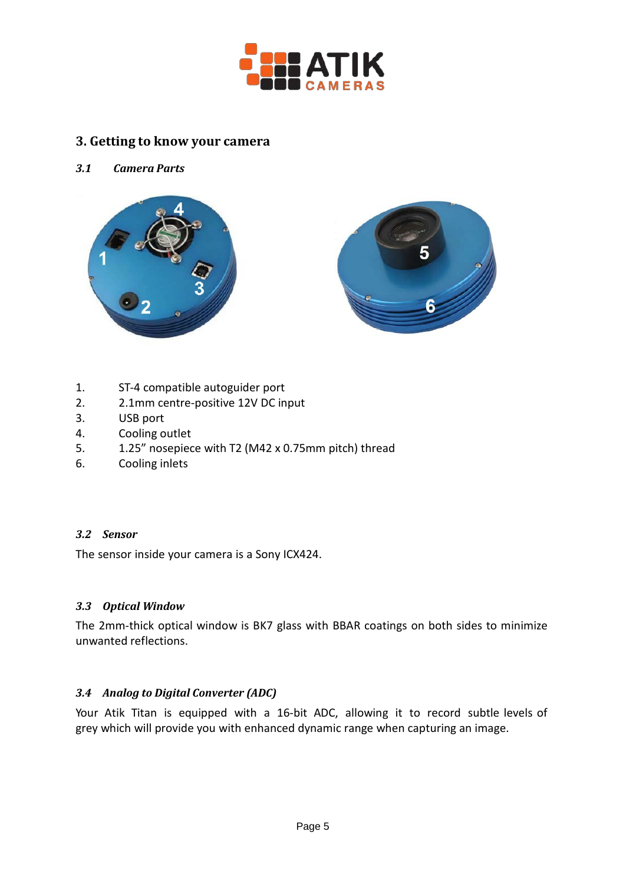## 3. Getting to know your camera

### *3.1 Camera Parts*

1. ST-4 compatible autoguider port
2. 2.1mm centre-positive 12V DC input
3. USB port
4. Cooling outlet
5. 1.25” nosepiece with T2 (M42 x 0.75mm pitch) thread
6. Cooling inlets

### *3.2 Sensor*

The sensor inside your camera is a Sony ICX424.

### *3.3 Optical Window*

The 2mm-thick optical window is BK7 glass with BBAR coatings on both sides to minimize unwanted reflections.

### *3.4 Analog to Digital Converter (ADC)*

Your Atik Titan is equipped with a 16-bit ADC, allowing it to record subtle levels of grey which will provide you with enhanced dynamic range when capturing an image.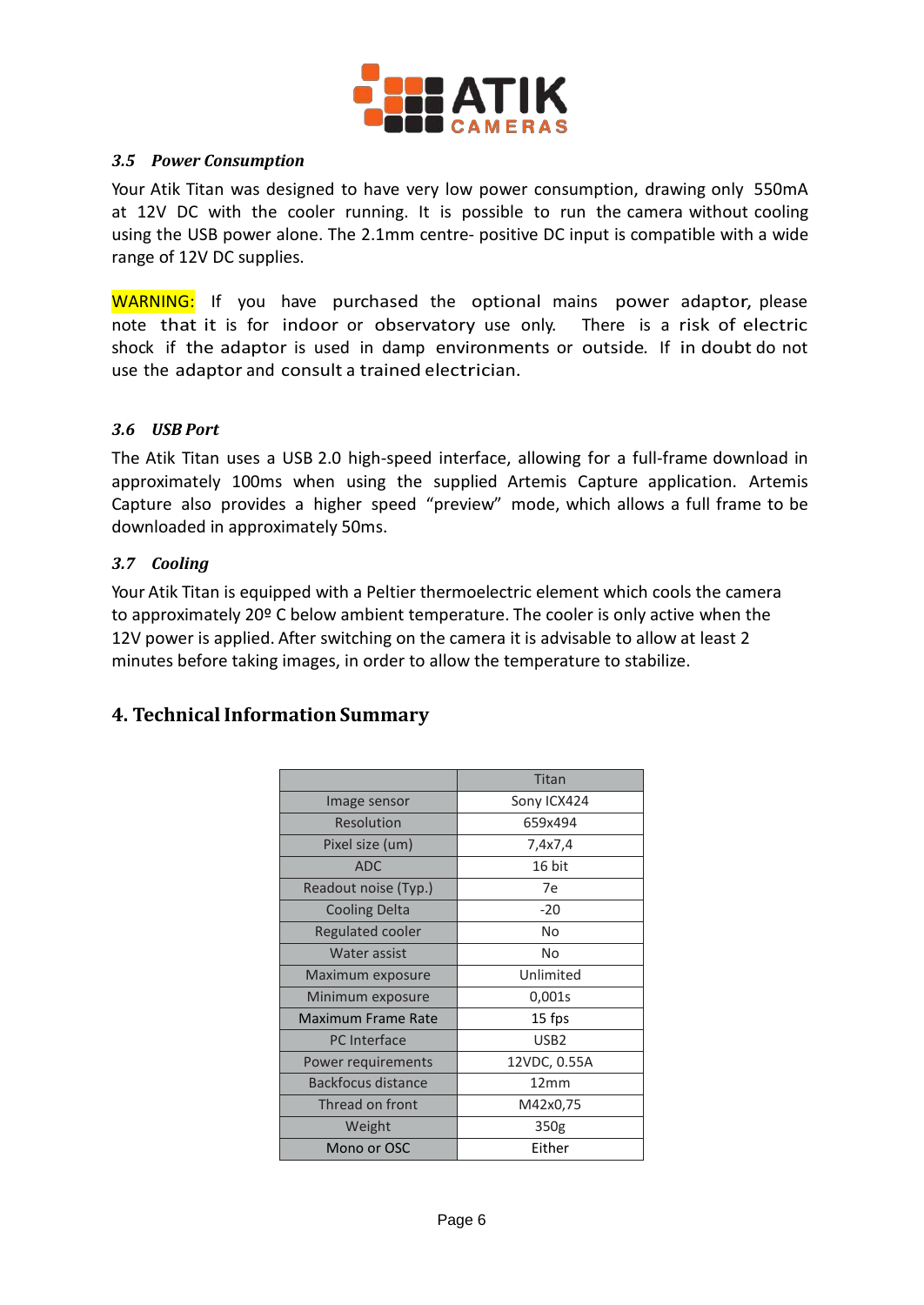### *3.5 Power Consumption*

Your Atik Titan was designed to have very low power consumption, drawing only 550mA at 12V DC with the cooler running. It is possible to run the camera without cooling using the USB power alone. The 2.1mm centre- positive DC input is compatible with a wide range of 12V DC supplies.

WARNING: If you have purchased the optional mains power adaptor, please note that it is for indoor or observatory use only. There is a risk of electric shock if the adaptor is used in damp environments or outside. If in doubt do not use the adaptor and consult a trained electrician.

### *3.6 USB Port*

The Atik Titan uses a USB 2.0 high-speed interface, allowing for a full-frame download in approximately 100ms when using the supplied Artemis Capture application. Artemis Capture also provides a higher speed “preview” mode, which allows a full frame to be downloaded in approximately 50ms.

### *3.7 Cooling*

Your Atik Titan is equipped with a Peltier thermoelectric element which cools the camera to approximately 20º C below ambient temperature. The cooler is only active when the 12V power is applied. After switching on the camera it is advisable to allow at least 2 minutes before taking images, in order to allow the temperature to stabilize.

## 4. Technical Information Summary

| | Titan |
|---|---|
| Image sensor | Sony ICX424 |
| Resolution | 659x494 |
| Pixel size (um) | 7,4x7,4 |
| ADC | 16 bit |
| Readout noise (Typ.) | 7e |
| Cooling Delta | -20 |
| Regulated cooler | No |
| Water assist | No |
| Maximum exposure | Unlimited |
| Minimum exposure | 0,001s |
| Maximum Frame Rate | 15 fps |
| PC Interface | USB2 |
| Power requirements | 12VDC, 0.55A |
| Backfocus distance | 12mm |
| Thread on front | M42x0,75 |
| Weight | 350g |
| Mono or OSC | Either |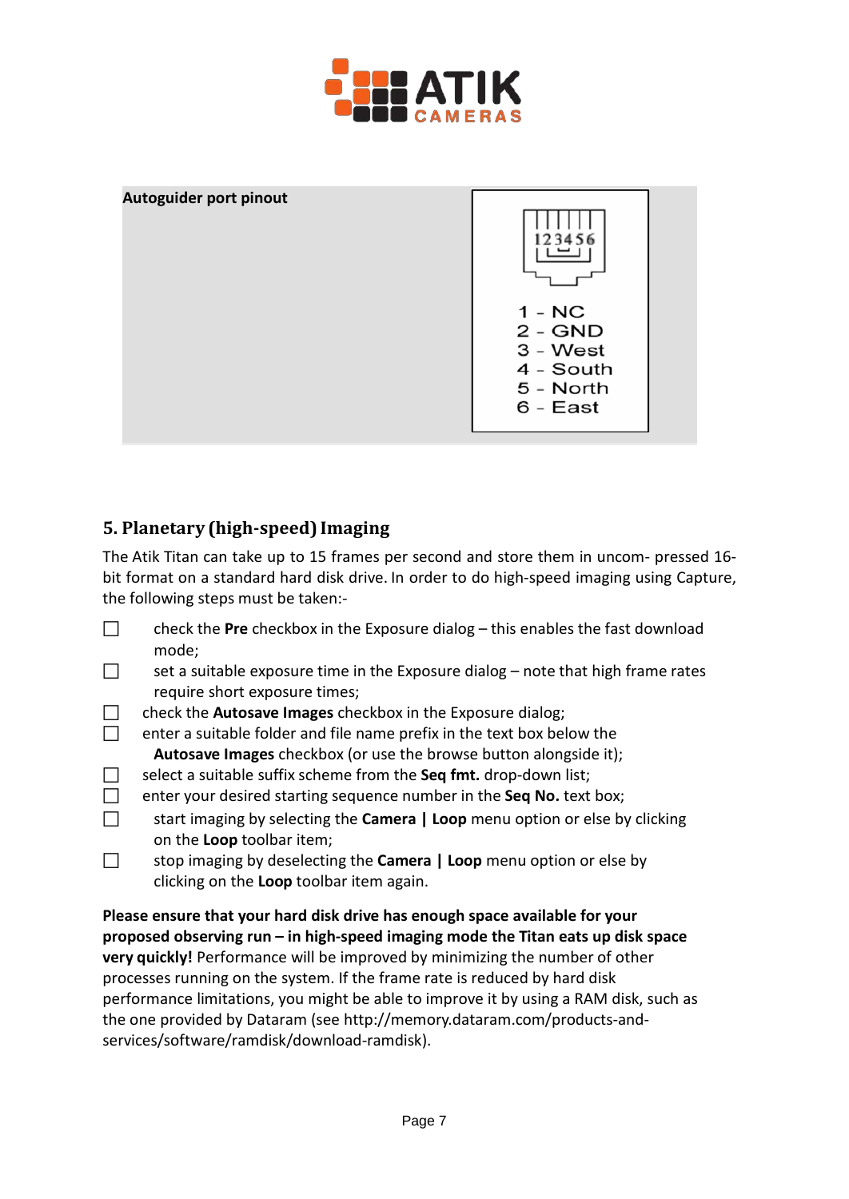**Autoguider port pinout**

1 - NC
2 - GND
3 - West
4 - South
5 - North
6 - East

## 5. Planetary (high-speed) Imaging

The Atik Titan can take up to 15 frames per second and store them in uncom- pressed 16-bit format on a standard hard disk drive. In order to do high-speed imaging using Capture, the following steps must be taken:-

- ☐ check the **Pre** checkbox in the Exposure dialog – this enables the fast download mode;
- ☐ set a suitable exposure time in the Exposure dialog – note that high frame rates require short exposure times;
- ☐ check the **Autosave Images** checkbox in the Exposure dialog;
- ☐ enter a suitable folder and file name prefix in the text box below the **Autosave Images** checkbox (or use the browse button alongside it);
- ☐ select a suitable suffix scheme from the **Seq fmt.** drop-down list;
- ☐ enter your desired starting sequence number in the **Seq No.** text box;
- ☐ start imaging by selecting the **Camera | Loop** menu option or else by clicking on the **Loop** toolbar item;
- ☐ stop imaging by deselecting the **Camera | Loop** menu option or else by clicking on the **Loop** toolbar item again.

**Please ensure that your hard disk drive has enough space available for your proposed observing run – in high-speed imaging mode the Titan eats up disk space very quickly!** Performance will be improved by minimizing the number of other processes running on the system. If the frame rate is reduced by hard disk performance limitations, you might be able to improve it by using a RAM disk, such as the one provided by Dataram (see http://memory.dataram.com/products-and-services/software/ramdisk/download-ramdisk).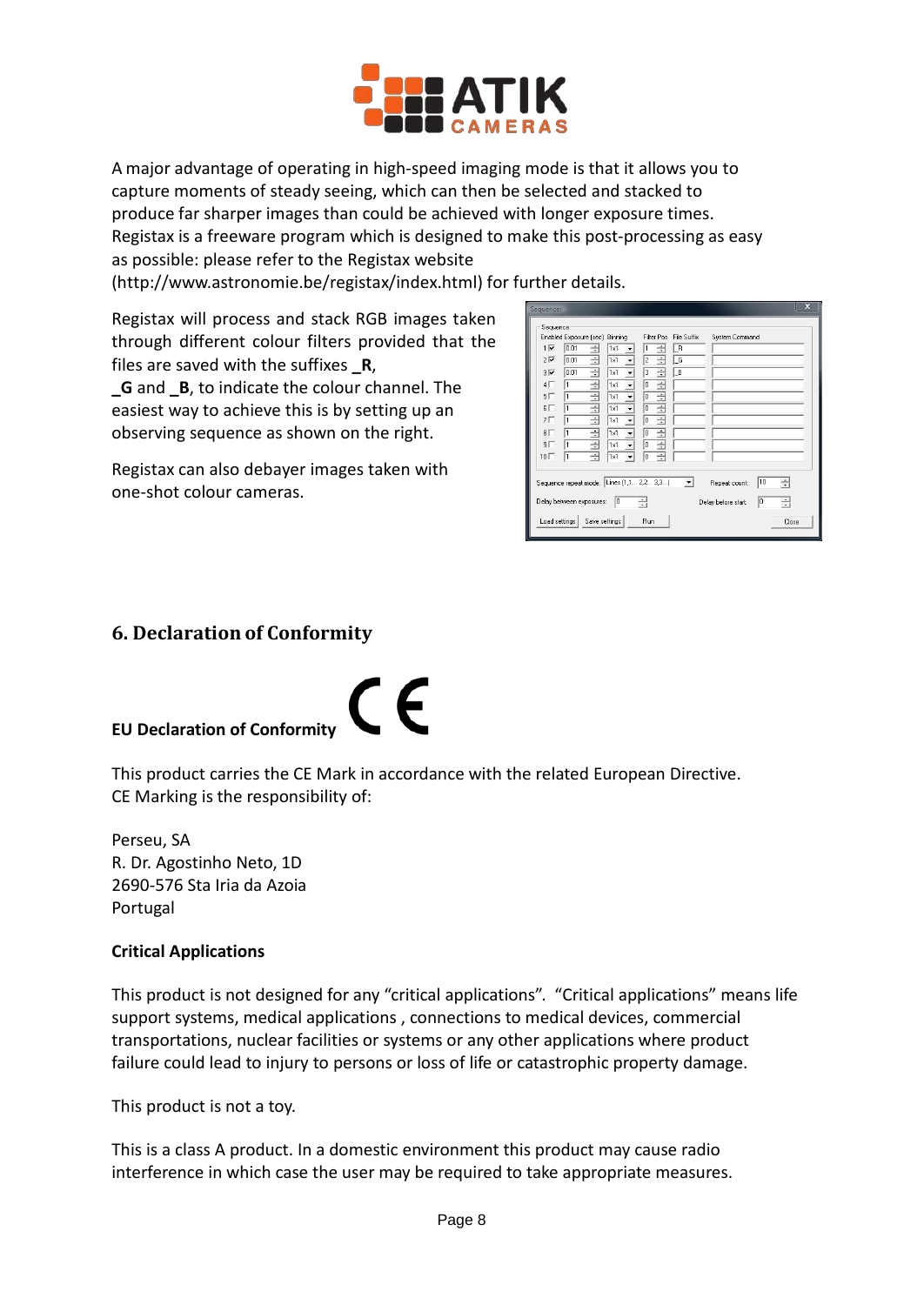A major advantage of operating in high-speed imaging mode is that it allows you to capture moments of steady seeing, which can then be selected and stacked to produce far sharper images than could be achieved with longer exposure times. Registax is a freeware program which is designed to make this post-processing as easy as possible: please refer to the Registax website (http://www.astronomie.be/registax/index.html) for further details.

Registax will process and stack RGB images taken through different colour filters provided that the files are saved with the suffixes **_R**, **_G** and **_B**, to indicate the colour channel. The easiest way to achieve this is by setting up an observing sequence as shown on the right.

Registax can also debayer images taken with one-shot colour cameras.

## 6. Declaration of Conformity

**EU Declaration of Conformity** CE

This product carries the CE Mark in accordance with the related European Directive. CE Marking is the responsibility of:

Perseu, SA
R. Dr. Agostinho Neto, 1D
2690-576 Sta Iria da Azoia
Portugal

**Critical Applications**

This product is not designed for any “critical applications”. “Critical applications” means life support systems, medical applications , connections to medical devices, commercial transportations, nuclear facilities or systems or any other applications where product failure could lead to injury to persons or loss of life or catastrophic property damage.

This product is not a toy.

This is a class A product. In a domestic environment this product may cause radio interference in which case the user may be required to take appropriate measures.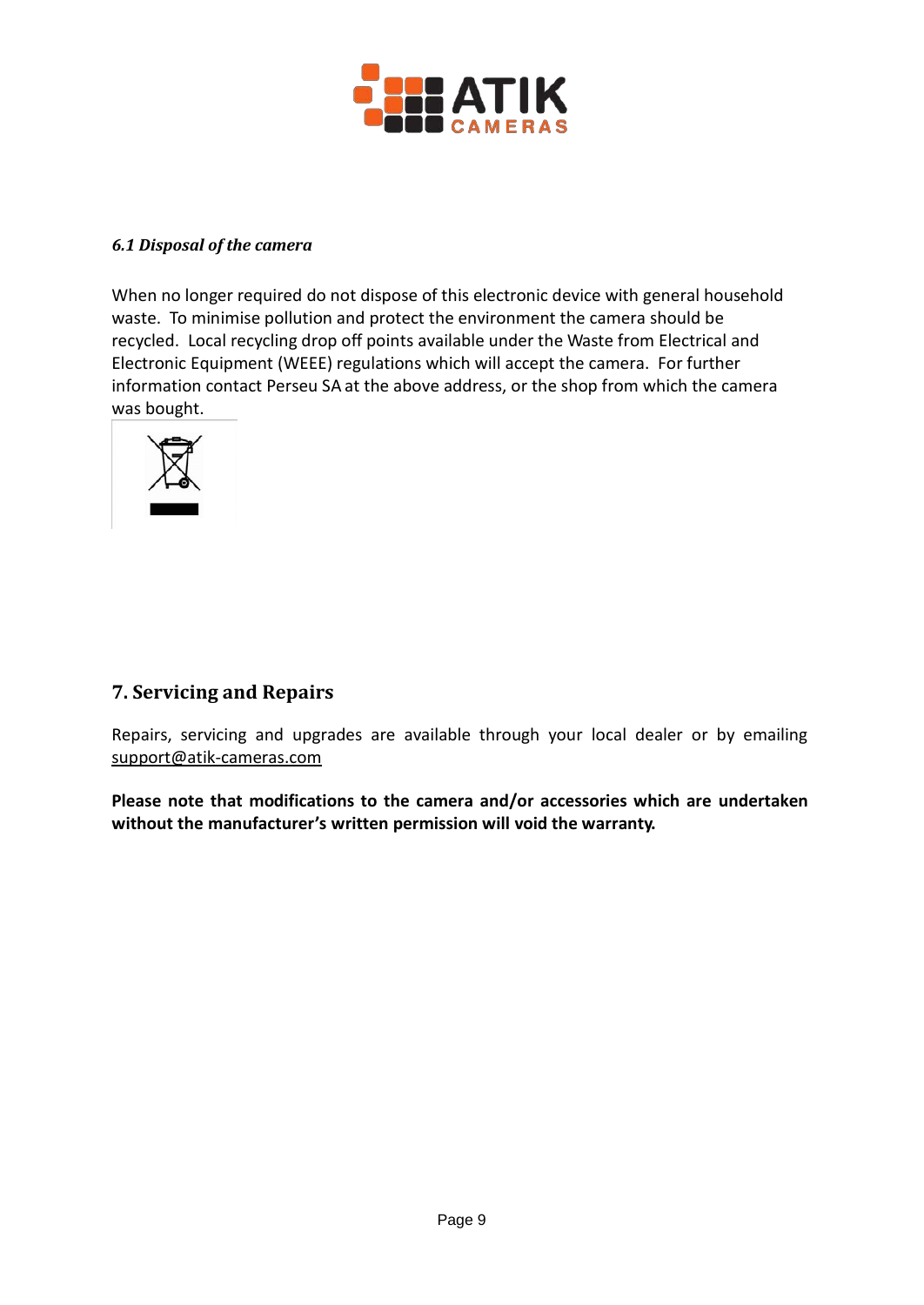### *6.1 Disposal of the camera*

When no longer required do not dispose of this electronic device with general household waste. To minimise pollution and protect the environment the camera should be recycled. Local recycling drop off points available under the Waste from Electrical and Electronic Equipment (WEEE) regulations which will accept the camera. For further information contact Perseu SA at the above address, or the shop from which the camera was bought.

## 7. Servicing and Repairs

Repairs, servicing and upgrades are available through your local dealer or by emailing support@atik-cameras.com

**Please note that modifications to the camera and/or accessories which are undertaken without the manufacturer's written permission will void the warranty.**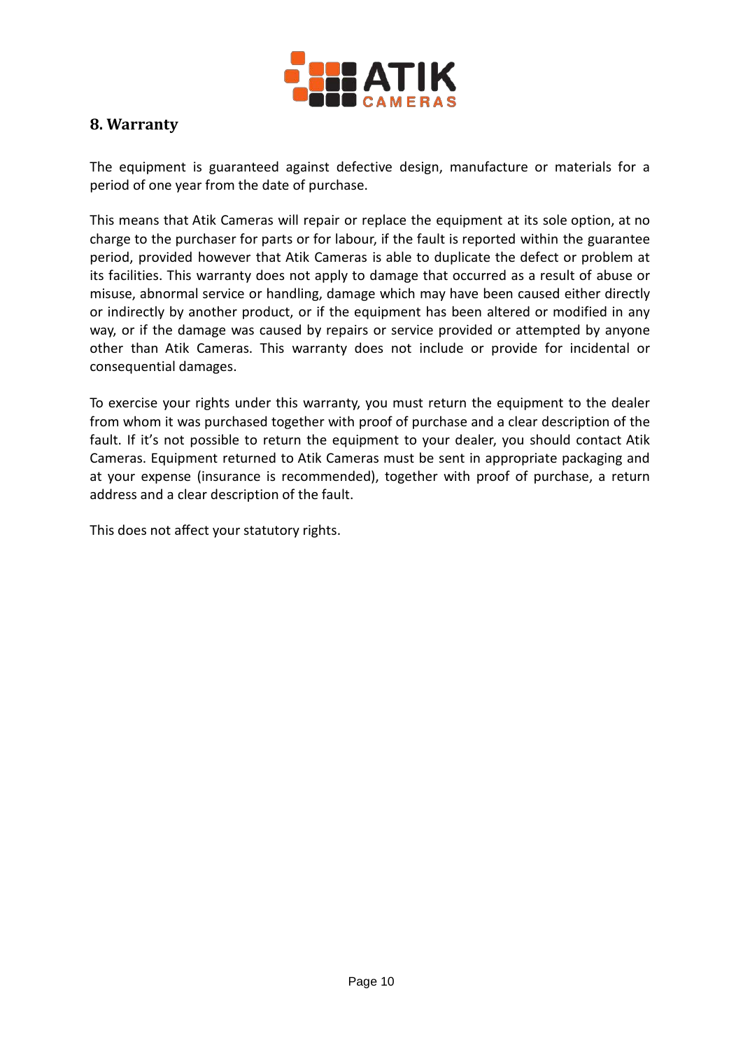## 8. Warranty

The equipment is guaranteed against defective design, manufacture or materials for a period of one year from the date of purchase.

This means that Atik Cameras will repair or replace the equipment at its sole option, at no charge to the purchaser for parts or for labour, if the fault is reported within the guarantee period, provided however that Atik Cameras is able to duplicate the defect or problem at its facilities. This warranty does not apply to damage that occurred as a result of abuse or misuse, abnormal service or handling, damage which may have been caused either directly or indirectly by another product, or if the equipment has been altered or modified in any way, or if the damage was caused by repairs or service provided or attempted by anyone other than Atik Cameras. This warranty does not include or provide for incidental or consequential damages.

To exercise your rights under this warranty, you must return the equipment to the dealer from whom it was purchased together with proof of purchase and a clear description of the fault. If it's not possible to return the equipment to your dealer, you should contact Atik Cameras. Equipment returned to Atik Cameras must be sent in appropriate packaging and at your expense (insurance is recommended), together with proof of purchase, a return address and a clear description of the fault.

This does not affect your statutory rights.